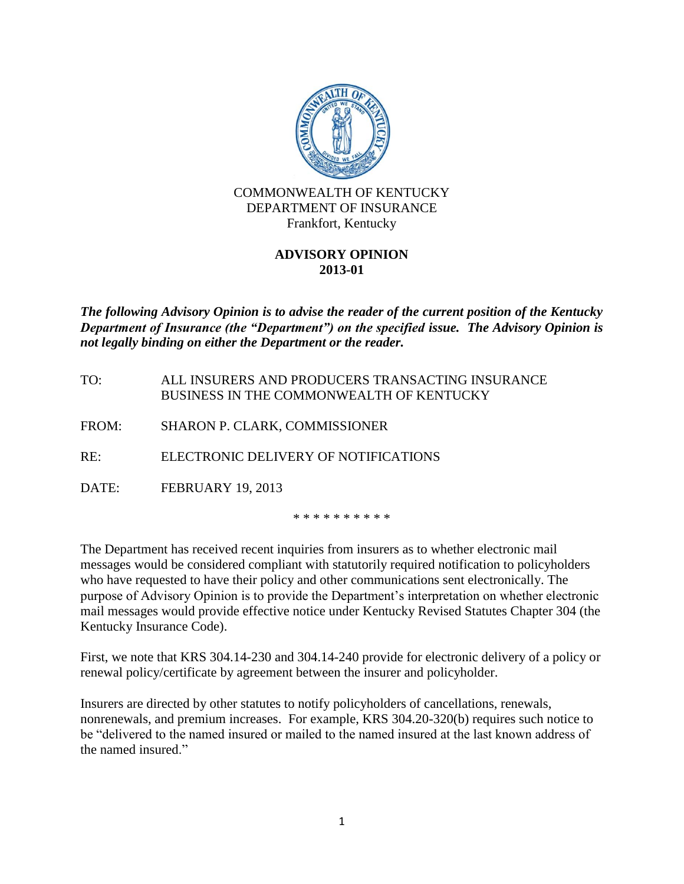COMMONWEALTH OF KENTUCKY
DEPARTMENT OF INSURANCE
Frankfort, Kentucky

# ADVISORY OPINION
## 2013-01

***The following Advisory Opinion is to advise the reader of the current position of the Kentucky Department of Insurance (the "Department") on the specified issue. The Advisory Opinion is not legally binding on either the Department or the reader.***

TO: ALL INSURERS AND PRODUCERS TRANSACTING INSURANCE BUSINESS IN THE COMMONWEALTH OF KENTUCKY

FROM: SHARON P. CLARK, COMMISSIONER

RE: ELECTRONIC DELIVERY OF NOTIFICATIONS

DATE: FEBRUARY 19, 2013

* * * * * * * * * *

The Department has received recent inquiries from insurers as to whether electronic mail messages would be considered compliant with statutorily required notification to policyholders who have requested to have their policy and other communications sent electronically. The purpose of Advisory Opinion is to provide the Department's interpretation on whether electronic mail messages would provide effective notice under Kentucky Revised Statutes Chapter 304 (the Kentucky Insurance Code).

First, we note that KRS 304.14-230 and 304.14-240 provide for electronic delivery of a policy or renewal policy/certificate by agreement between the insurer and policyholder.

Insurers are directed by other statutes to notify policyholders of cancellations, renewals, nonrenewals, and premium increases. For example, KRS 304.20-320(b) requires such notice to be "delivered to the named insured or mailed to the named insured at the last known address of the named insured."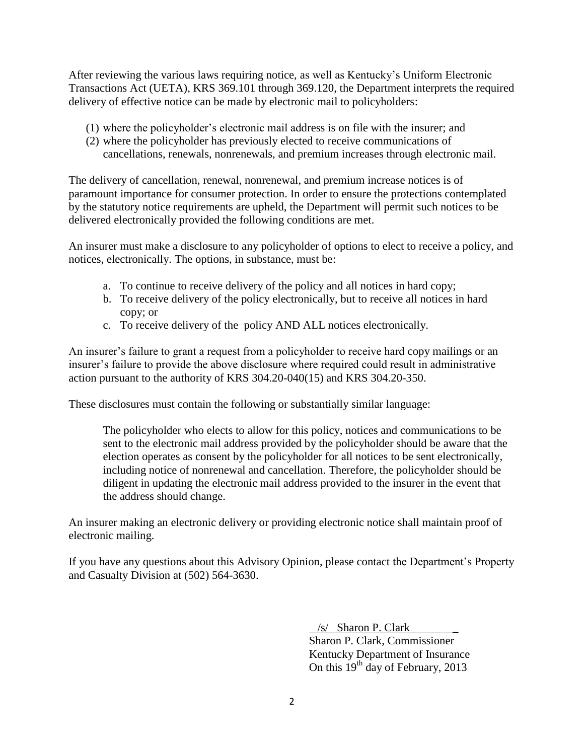After reviewing the various laws requiring notice, as well as Kentucky's Uniform Electronic Transactions Act (UETA), KRS 369.101 through 369.120, the Department interprets the required delivery of effective notice can be made by electronic mail to policyholders:

(1) where the policyholder's electronic mail address is on file with the insurer; and
(2) where the policyholder has previously elected to receive communications of cancellations, renewals, nonrenewals, and premium increases through electronic mail.

The delivery of cancellation, renewal, nonrenewal, and premium increase notices is of paramount importance for consumer protection. In order to ensure the protections contemplated by the statutory notice requirements are upheld, the Department will permit such notices to be delivered electronically provided the following conditions are met.

An insurer must make a disclosure to any policyholder of options to elect to receive a policy, and notices, electronically. The options, in substance, must be:

a. To continue to receive delivery of the policy and all notices in hard copy;
b. To receive delivery of the policy electronically, but to receive all notices in hard copy; or
c. To receive delivery of the policy AND ALL notices electronically.

An insurer's failure to grant a request from a policyholder to receive hard copy mailings or an insurer's failure to provide the above disclosure where required could result in administrative action pursuant to the authority of KRS 304.20-040(15) and KRS 304.20-350.

These disclosures must contain the following or substantially similar language:

> The policyholder who elects to allow for this policy, notices and communications to be sent to the electronic mail address provided by the policyholder should be aware that the election operates as consent by the policyholder for all notices to be sent electronically, including notice of nonrenewal and cancellation. Therefore, the policyholder should be diligent in updating the electronic mail address provided to the insurer in the event that the address should change.

An insurer making an electronic delivery or providing electronic notice shall maintain proof of electronic mailing.

If you have any questions about this Advisory Opinion, please contact the Department's Property and Casualty Division at (502) 564-3630.

/s/ Sharon P. Clark
Sharon P. Clark, Commissioner
Kentucky Department of Insurance
On this 19th day of February, 2013